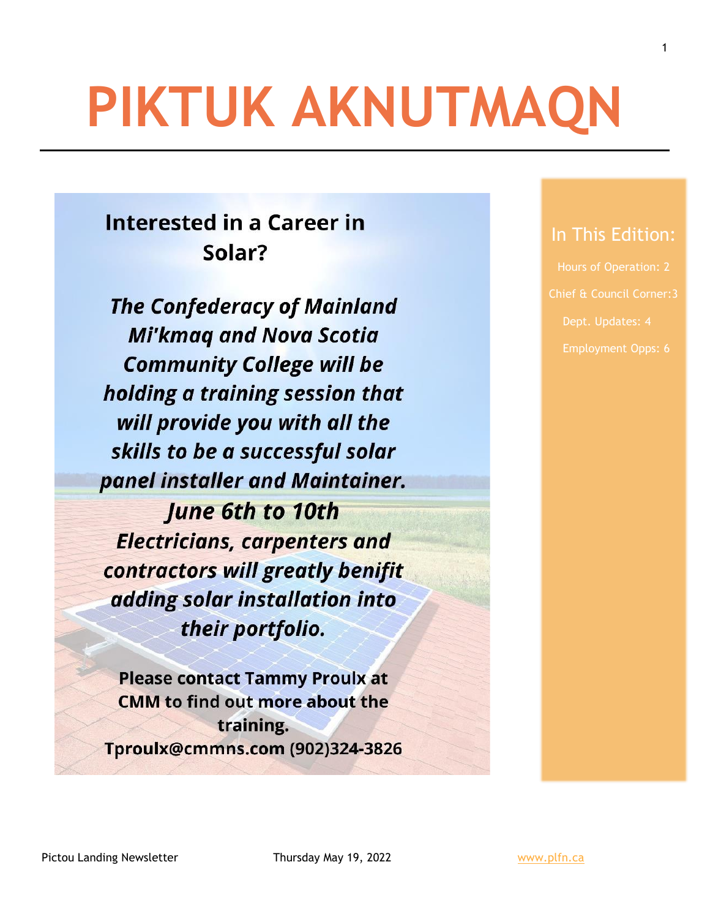# PIKTUK AKNUTMAQN

## Interested in a Career in Solar?

***The Confederacy of Mainland Mi'kmaq and Nova Scotia Community College will be holding a training session that will provide you with all the skills to be a successful solar panel installer and Maintainer.***

***June 6th to 10th***

***Electricians, carpenters and contractors will greatly benifit adding solar installation into their portfolio.***

**Please contact Tammy Proulx at CMM to find out more about the training.**
**Tproulx@cmmns.com (902)324-3826**

### In This Edition:

- Hours of Operation: 2
- Chief & Council Corner:3
- Dept. Updates: 4
- Employment Opps: 6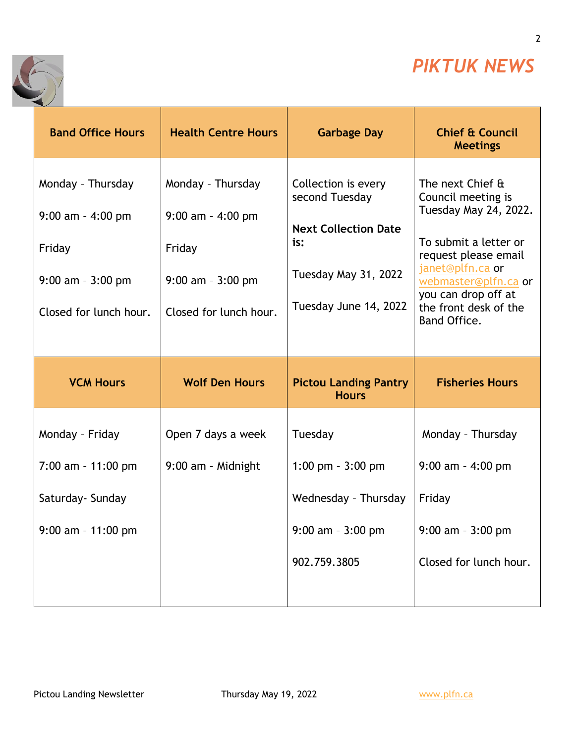# PIKTUK NEWS

| Band Office Hours | Health Centre Hours | Garbage Day | Chief & Council Meetings |
|---|---|---|---|
| Monday - Thursday<br><br>9:00 am - 4:00 pm<br><br>Friday<br><br>9:00 am - 3:00 pm<br><br>Closed for lunch hour. | Monday - Thursday<br><br>9:00 am - 4:00 pm<br><br>Friday<br><br>9:00 am - 3:00 pm<br><br>Closed for lunch hour. | Collection is every second Tuesday<br><br>**Next Collection Date is:**<br><br>Tuesday May 31, 2022<br><br>Tuesday June 14, 2022 | The next Chief & Council meeting is Tuesday May 24, 2022.<br><br>To submit a letter or request please email janet@plfn.ca or webmaster@plfn.ca or you can drop off at the front desk of the Band Office. |
| **VCM Hours** | **Wolf Den Hours** | **Pictou Landing Pantry Hours** | **Fisheries Hours** |
| Monday - Friday<br><br>7:00 am - 11:00 pm<br><br>Saturday- Sunday<br><br>9:00 am - 11:00 pm | Open 7 days a week<br><br>9:00 am - Midnight | Tuesday<br><br>1:00 pm - 3:00 pm<br><br>Wednesday - Thursday<br><br>9:00 am - 3:00 pm<br><br>902.759.3805 | Monday - Thursday<br><br>9:00 am - 4:00 pm<br><br>Friday<br><br>9:00 am - 3:00 pm<br><br>Closed for lunch hour. |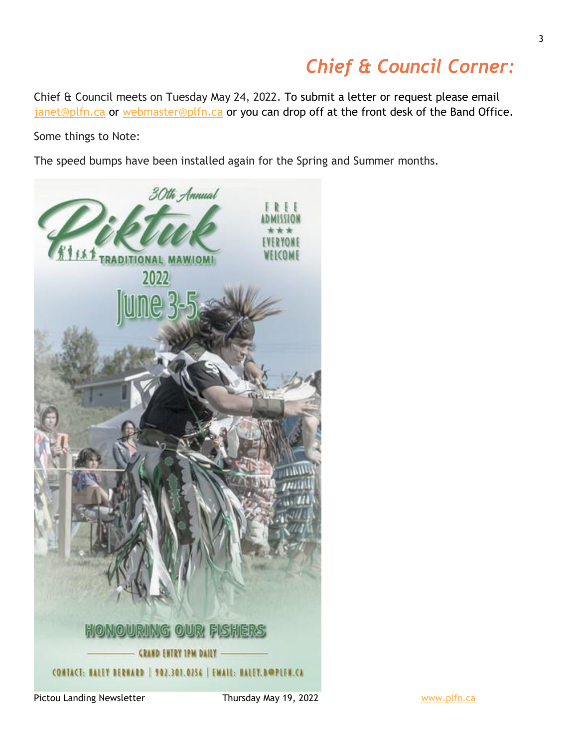# *Chief & Council Corner:*

Chief & Council meets on Tuesday May 24, 2022. To submit a letter or request please email janet@plfn.ca or webmaster@plfn.ca or you can drop off at the front desk of the Band Office.

Some things to Note:

The speed bumps have been installed again for the Spring and Summer months.

30th Annual

Piktuk

TRADITIONAL MAWIOMI

2022

June 3-5

FREE ADMISSION

★★★

EVERYONE WELCOME

HONOURING OUR FISHERS

GRAND ENTRY 1PM DAILY

CONTACT: HALEY BERNARD | 902.301.0256 | EMAIL: HALEY.B@PLFN.CA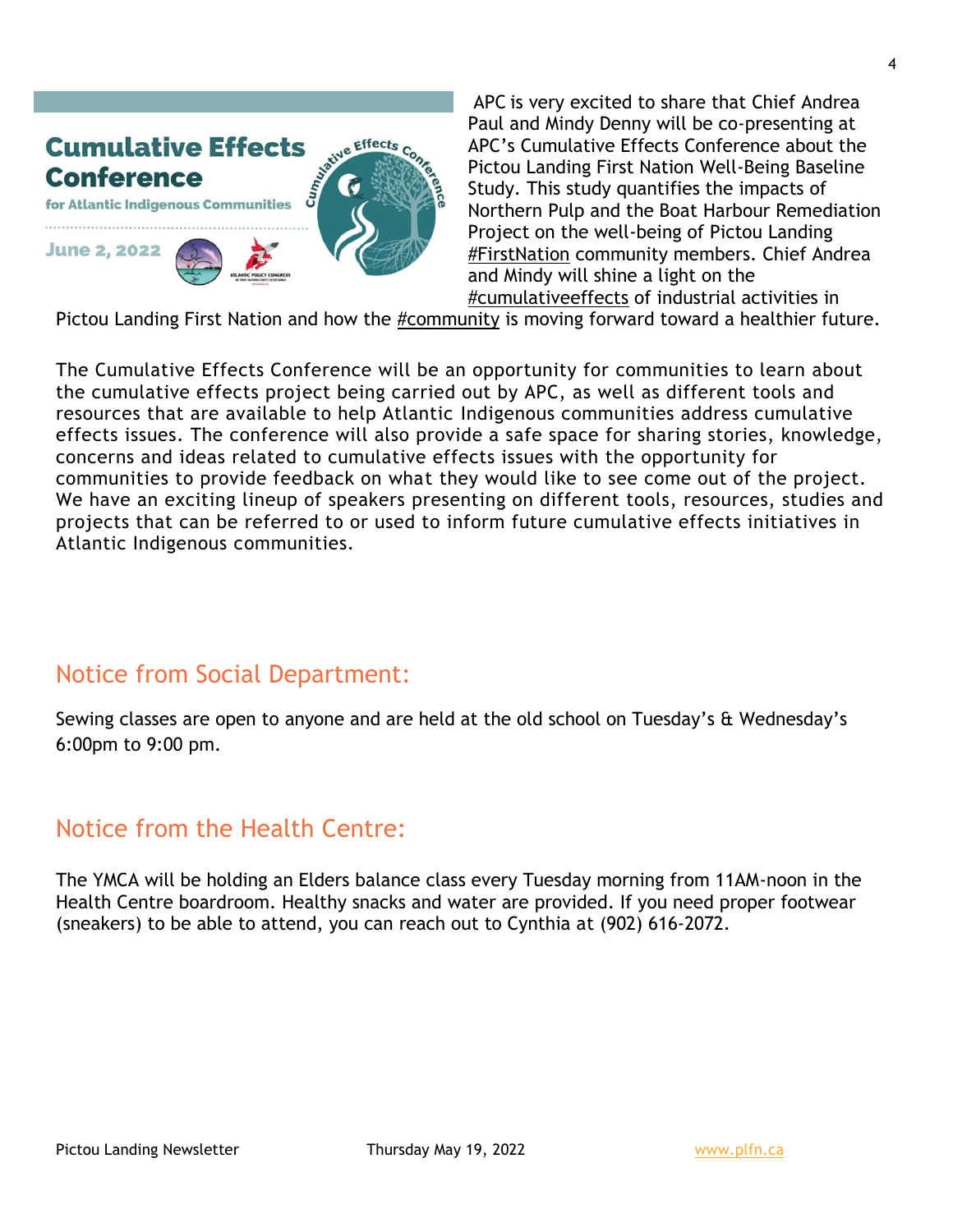Cumulative Effects Conference

for Atlantic Indigenous Communities

June 2, 2022

APC is very excited to share that Chief Andrea Paul and Mindy Denny will be co-presenting at APC's Cumulative Effects Conference about the Pictou Landing First Nation Well-Being Baseline Study. This study quantifies the impacts of Northern Pulp and the Boat Harbour Remediation Project on the well-being of Pictou Landing #FirstNation community members. Chief Andrea and Mindy will shine a light on the #cumulativeeffects of industrial activities in Pictou Landing First Nation and how the #community is moving forward toward a healthier future.

The Cumulative Effects Conference will be an opportunity for communities to learn about the cumulative effects project being carried out by APC, as well as different tools and resources that are available to help Atlantic Indigenous communities address cumulative effects issues. The conference will also provide a safe space for sharing stories, knowledge, concerns and ideas related to cumulative effects issues with the opportunity for communities to provide feedback on what they would like to see come out of the project. We have an exciting lineup of speakers presenting on different tools, resources, studies and projects that can be referred to or used to inform future cumulative effects initiatives in Atlantic Indigenous communities.

## Notice from Social Department:

Sewing classes are open to anyone and are held at the old school on Tuesday's & Wednesday's 6:00pm to 9:00 pm.

## Notice from the Health Centre:

The YMCA will be holding an Elders balance class every Tuesday morning from 11AM-noon in the Health Centre boardroom. Healthy snacks and water are provided. If you need proper footwear (sneakers) to be able to attend, you can reach out to Cynthia at (902) 616-2072.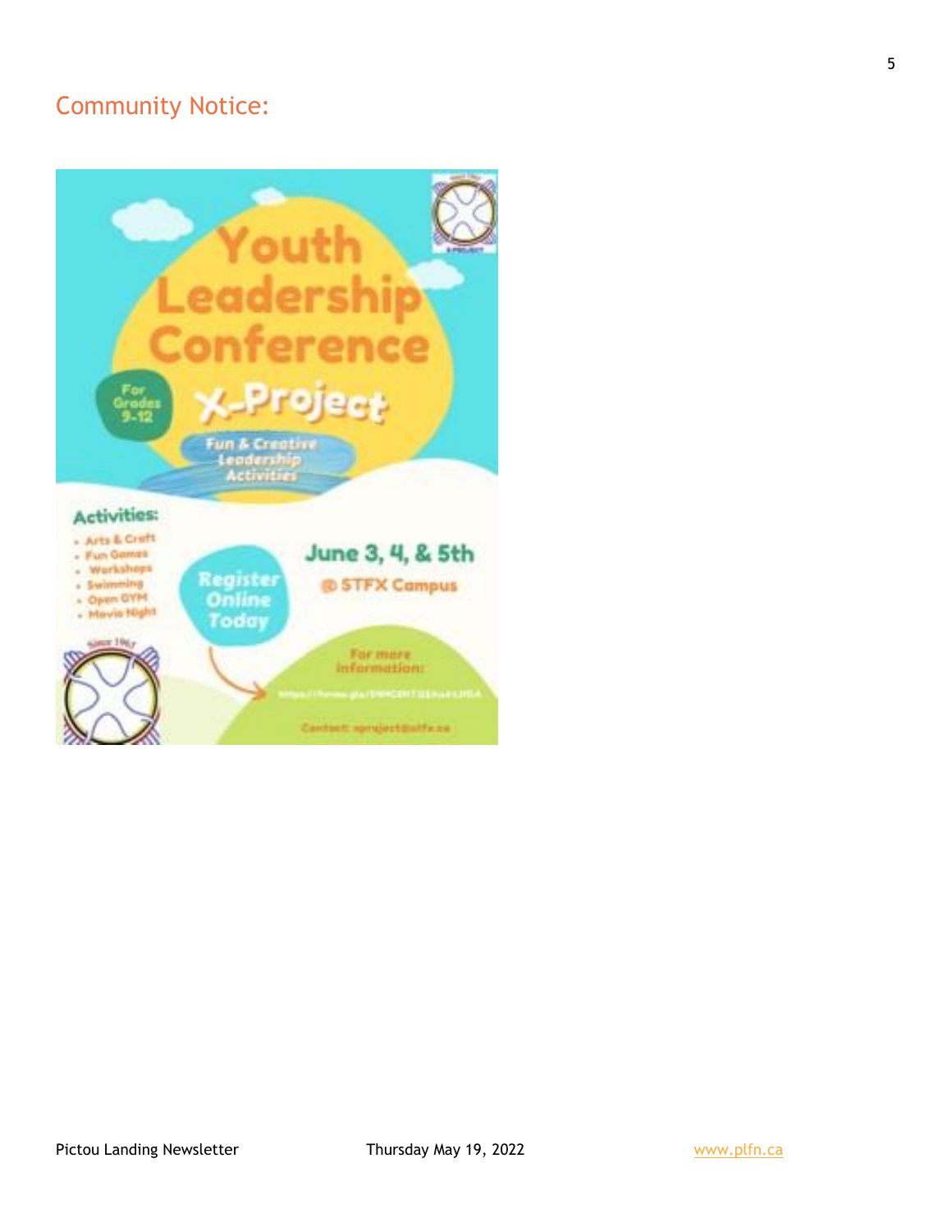## Community Notice:

# Youth Leadership Conference

## X-Project

For Grades 9-12

Fun & Creative Leadership Activities

**Activities:**

- Arts & Craft
- Fun Games
- Workshops
- Swimming
- Open GYM
- Movie Night

**June 3, 4, & 5th**

**@ STFX Campus**

Register Online Today

For more information:

Contact: xproject@stfx.ca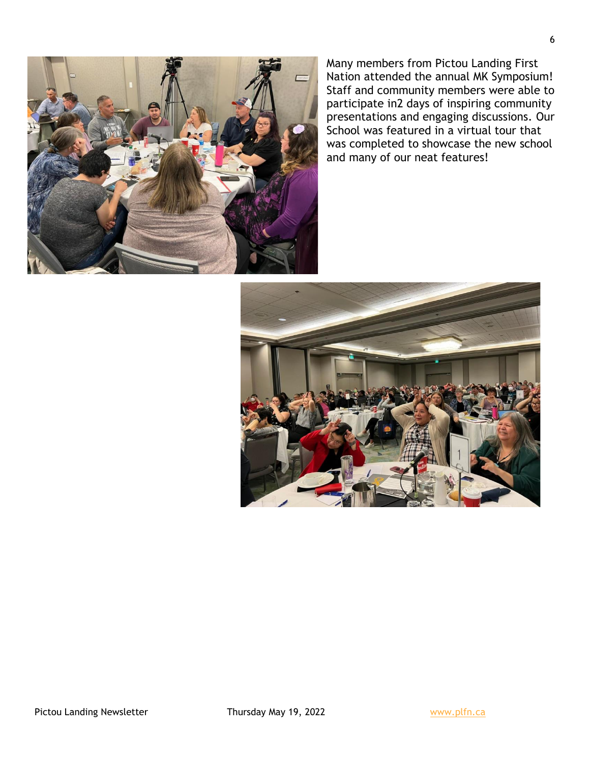Many members from Pictou Landing First Nation attended the annual MK Symposium! Staff and community members were able to participate in2 days of inspiring community presentations and engaging discussions. Our School was featured in a virtual tour that was completed to showcase the new school and many of our neat features!